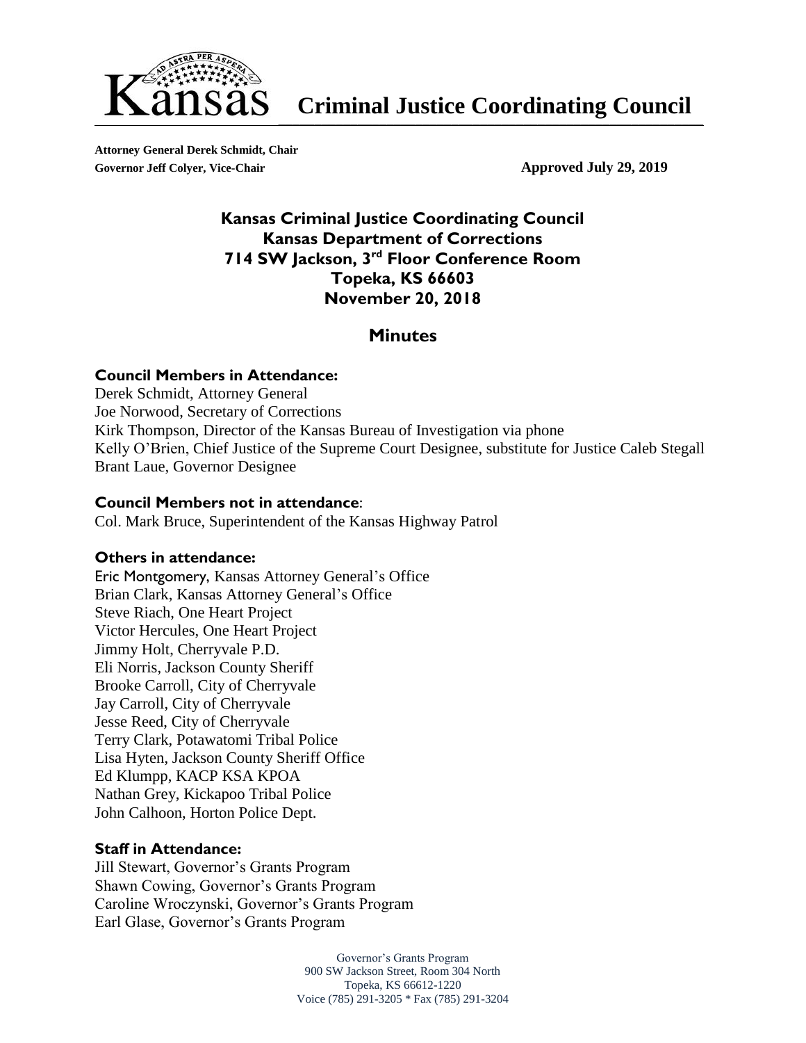# Kansas Criminal Justice Coordinating Council

**Attorney General Derek Schmidt, Chair**
**Governor Jeff Colyer, Vice-Chair**

**Approved July 29, 2019**

## Kansas Criminal Justice Coordinating Council
## Kansas Department of Corrections
## 714 SW Jackson, 3rd Floor Conference Room
## Topeka, KS 66603
## November 20, 2018

## Minutes

### Council Members in Attendance:

Derek Schmidt, Attorney General
Joe Norwood, Secretary of Corrections
Kirk Thompson, Director of the Kansas Bureau of Investigation via phone
Kelly O'Brien, Chief Justice of the Supreme Court Designee, substitute for Justice Caleb Stegall
Brant Laue, Governor Designee

### Council Members not in attendance:

Col. Mark Bruce, Superintendent of the Kansas Highway Patrol

### Others in attendance:

Eric Montgomery, Kansas Attorney General's Office
Brian Clark, Kansas Attorney General's Office
Steve Riach, One Heart Project
Victor Hercules, One Heart Project
Jimmy Holt, Cherryvale P.D.
Eli Norris, Jackson County Sheriff
Brooke Carroll, City of Cherryvale
Jay Carroll, City of Cherryvale
Jesse Reed, City of Cherryvale
Terry Clark, Potawatomi Tribal Police
Lisa Hyten, Jackson County Sheriff Office
Ed Klumpp, KACP KSA KPOA
Nathan Grey, Kickapoo Tribal Police
John Calhoon, Horton Police Dept.

### Staff in Attendance:

Jill Stewart, Governor's Grants Program
Shawn Cowing, Governor's Grants Program
Caroline Wroczynski, Governor's Grants Program
Earl Glase, Governor's Grants Program

Governor's Grants Program
900 SW Jackson Street, Room 304 North
Topeka, KS 66612-1220
Voice (785) 291-3205 * Fax (785) 291-3204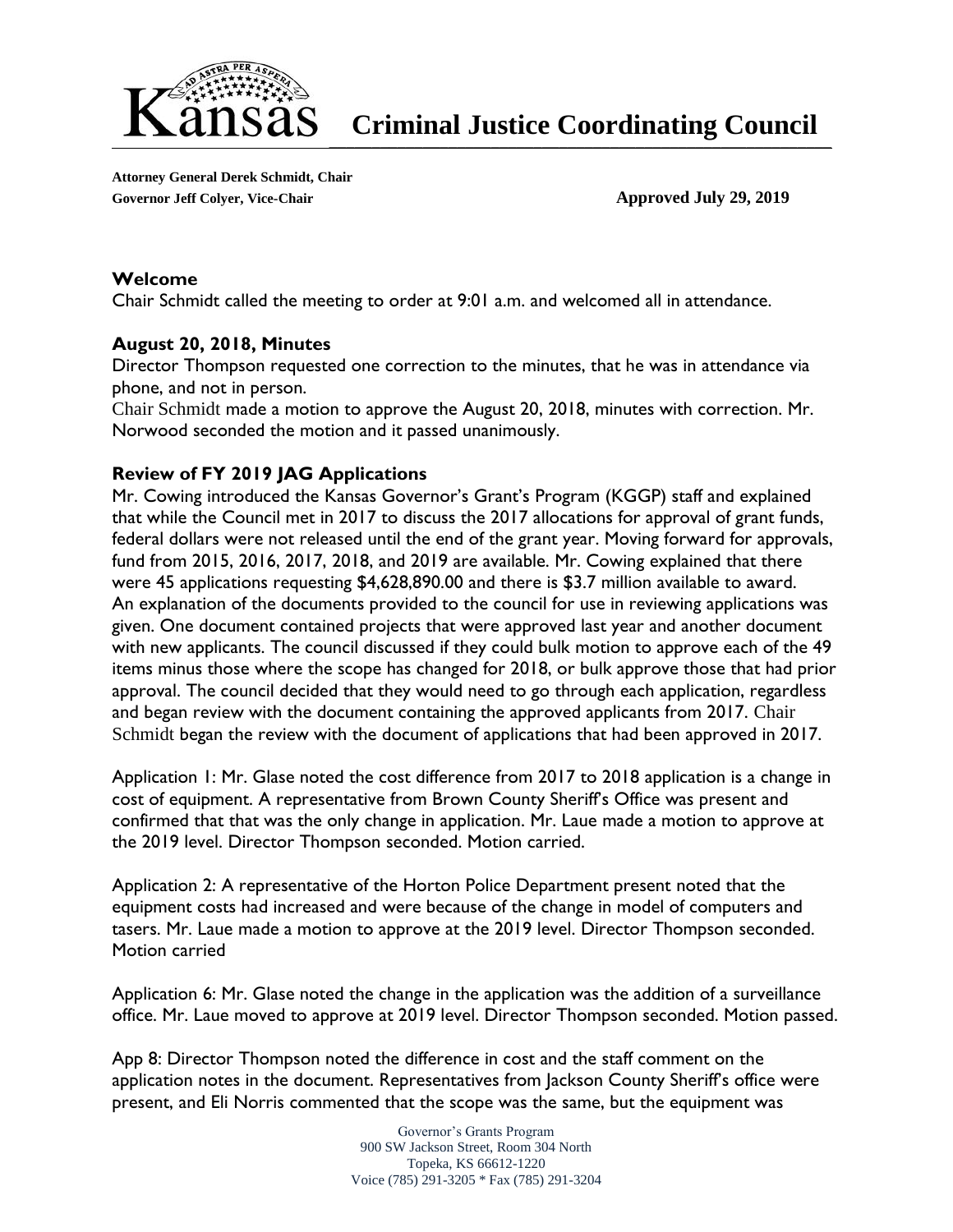# Kansas Criminal Justice Coordinating Council

**Attorney General Derek Schmidt, Chair**
**Governor Jeff Colyer, Vice-Chair**

**Approved July 29, 2019**

### Welcome

Chair Schmidt called the meeting to order at 9:01 a.m. and welcomed all in attendance.

### August 20, 2018, Minutes

Director Thompson requested one correction to the minutes, that he was in attendance via phone, and not in person.

Chair Schmidt made a motion to approve the August 20, 2018, minutes with correction. Mr. Norwood seconded the motion and it passed unanimously.

### Review of FY 2019 JAG Applications

Mr. Cowing introduced the Kansas Governor's Grant's Program (KGGP) staff and explained that while the Council met in 2017 to discuss the 2017 allocations for approval of grant funds, federal dollars were not released until the end of the grant year. Moving forward for approvals, fund from 2015, 2016, 2017, 2018, and 2019 are available. Mr. Cowing explained that there were 45 applications requesting $4,628,890.00 and there is $3.7 million available to award. An explanation of the documents provided to the council for use in reviewing applications was given. One document contained projects that were approved last year and another document with new applicants. The council discussed if they could bulk motion to approve each of the 49 items minus those where the scope has changed for 2018, or bulk approve those that had prior approval. The council decided that they would need to go through each application, regardless and began review with the document containing the approved applicants from 2017. Chair Schmidt began the review with the document of applications that had been approved in 2017.

Application 1: Mr. Glase noted the cost difference from 2017 to 2018 application is a change in cost of equipment. A representative from Brown County Sheriff's Office was present and confirmed that that was the only change in application. Mr. Laue made a motion to approve at the 2019 level. Director Thompson seconded. Motion carried.

Application 2: A representative of the Horton Police Department present noted that the equipment costs had increased and were because of the change in model of computers and tasers. Mr. Laue made a motion to approve at the 2019 level. Director Thompson seconded. Motion carried

Application 6: Mr. Glase noted the change in the application was the addition of a surveillance office. Mr. Laue moved to approve at 2019 level. Director Thompson seconded. Motion passed.

App 8: Director Thompson noted the difference in cost and the staff comment on the application notes in the document. Representatives from Jackson County Sheriff's office were present, and Eli Norris commented that the scope was the same, but the equipment was

Governor's Grants Program
900 SW Jackson Street, Room 304 North
Topeka, KS 66612-1220
Voice (785) 291-3205 * Fax (785) 291-3204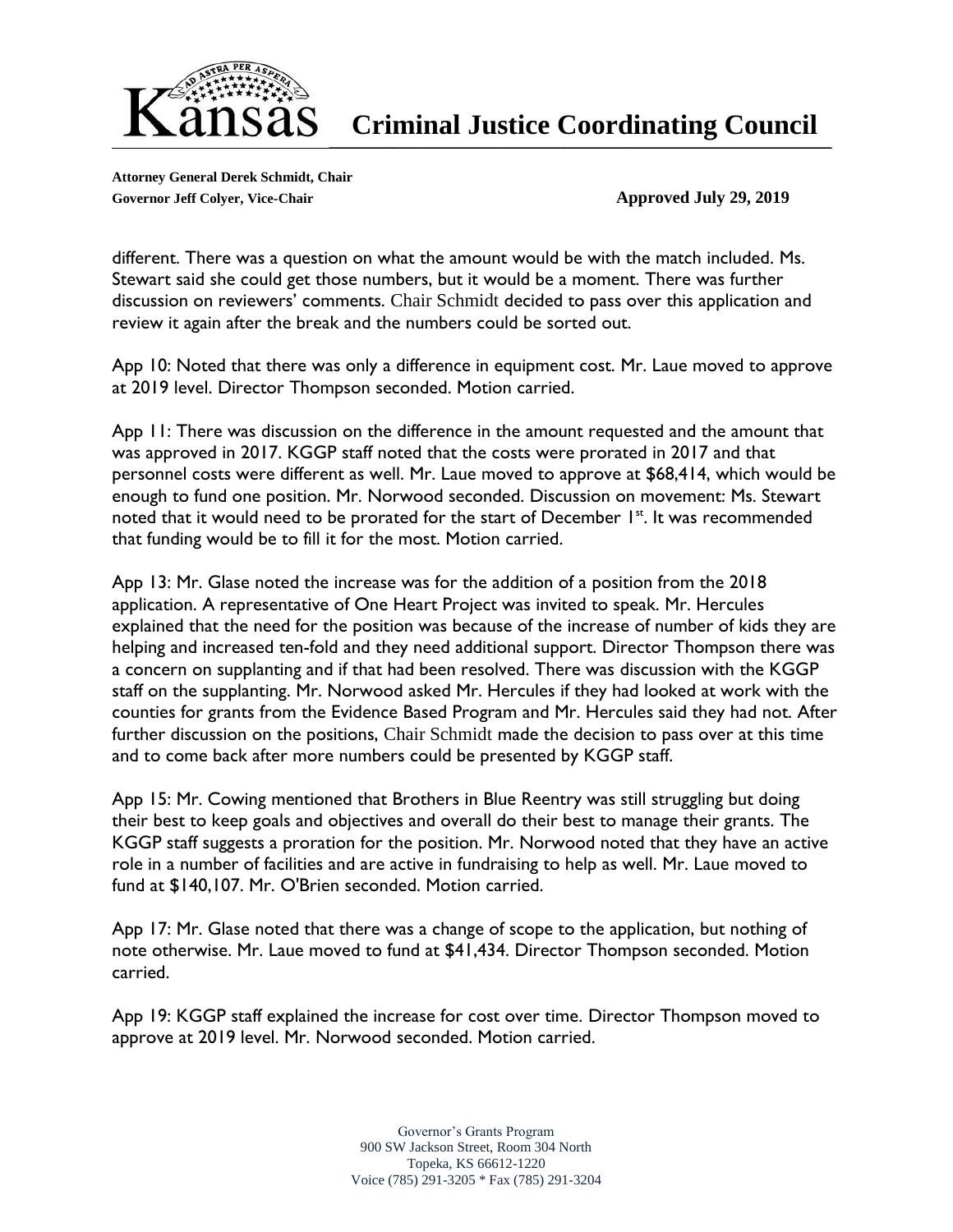different. There was a question on what the amount would be with the match included. Ms. Stewart said she could get those numbers, but it would be a moment. There was further discussion on reviewers' comments. Chair Schmidt decided to pass over this application and review it again after the break and the numbers could be sorted out.

App 10: Noted that there was only a difference in equipment cost. Mr. Laue moved to approve at 2019 level. Director Thompson seconded. Motion carried.

App 11: There was discussion on the difference in the amount requested and the amount that was approved in 2017. KGGP staff noted that the costs were prorated in 2017 and that personnel costs were different as well. Mr. Laue moved to approve at $68,414, which would be enough to fund one position. Mr. Norwood seconded. Discussion on movement: Ms. Stewart noted that it would need to be prorated for the start of December 1st. It was recommended that funding would be to fill it for the most. Motion carried.

App 13: Mr. Glase noted the increase was for the addition of a position from the 2018 application. A representative of One Heart Project was invited to speak. Mr. Hercules explained that the need for the position was because of the increase of number of kids they are helping and increased ten-fold and they need additional support. Director Thompson there was a concern on supplanting and if that had been resolved. There was discussion with the KGGP staff on the supplanting. Mr. Norwood asked Mr. Hercules if they had looked at work with the counties for grants from the Evidence Based Program and Mr. Hercules said they had not. After further discussion on the positions, Chair Schmidt made the decision to pass over at this time and to come back after more numbers could be presented by KGGP staff.

App 15: Mr. Cowing mentioned that Brothers in Blue Reentry was still struggling but doing their best to keep goals and objectives and overall do their best to manage their grants. The KGGP staff suggests a proration for the position. Mr. Norwood noted that they have an active role in a number of facilities and are active in fundraising to help as well. Mr. Laue moved to fund at $140,107. Mr. O'Brien seconded. Motion carried.

App 17: Mr. Glase noted that there was a change of scope to the application, but nothing of note otherwise. Mr. Laue moved to fund at $41,434. Director Thompson seconded. Motion carried.

App 19: KGGP staff explained the increase for cost over time. Director Thompson moved to approve at 2019 level. Mr. Norwood seconded. Motion carried.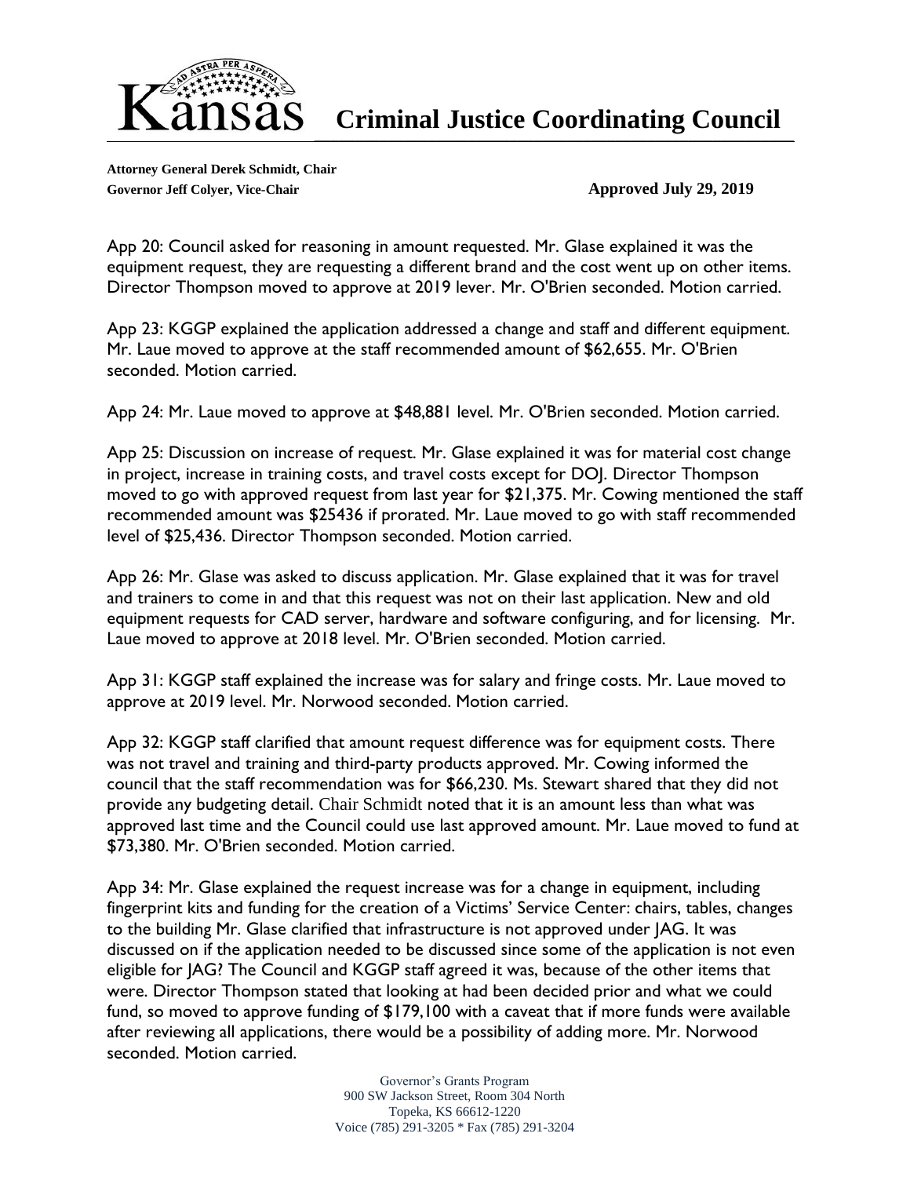# Kansas Criminal Justice Coordinating Council

**Attorney General Derek Schmidt, Chair**
**Governor Jeff Colyer, Vice-Chair**

**Approved July 29, 2019**

App 20: Council asked for reasoning in amount requested. Mr. Glase explained it was the equipment request, they are requesting a different brand and the cost went up on other items. Director Thompson moved to approve at 2019 lever. Mr. O'Brien seconded. Motion carried.

App 23: KGGP explained the application addressed a change and staff and different equipment. Mr. Laue moved to approve at the staff recommended amount of $62,655. Mr. O'Brien seconded. Motion carried.

App 24: Mr. Laue moved to approve at $48,881 level. Mr. O'Brien seconded. Motion carried.

App 25: Discussion on increase of request. Mr. Glase explained it was for material cost change in project, increase in training costs, and travel costs except for DOJ. Director Thompson moved to go with approved request from last year for $21,375. Mr. Cowing mentioned the staff recommended amount was $25436 if prorated. Mr. Laue moved to go with staff recommended level of $25,436. Director Thompson seconded. Motion carried.

App 26: Mr. Glase was asked to discuss application. Mr. Glase explained that it was for travel and trainers to come in and that this request was not on their last application. New and old equipment requests for CAD server, hardware and software configuring, and for licensing. Mr. Laue moved to approve at 2018 level. Mr. O'Brien seconded. Motion carried.

App 31: KGGP staff explained the increase was for salary and fringe costs. Mr. Laue moved to approve at 2019 level. Mr. Norwood seconded. Motion carried.

App 32: KGGP staff clarified that amount request difference was for equipment costs. There was not travel and training and third-party products approved. Mr. Cowing informed the council that the staff recommendation was for $66,230. Ms. Stewart shared that they did not provide any budgeting detail. Chair Schmidt noted that it is an amount less than what was approved last time and the Council could use last approved amount. Mr. Laue moved to fund at $73,380. Mr. O'Brien seconded. Motion carried.

App 34: Mr. Glase explained the request increase was for a change in equipment, including fingerprint kits and funding for the creation of a Victims' Service Center: chairs, tables, changes to the building Mr. Glase clarified that infrastructure is not approved under JAG. It was discussed on if the application needed to be discussed since some of the application is not even eligible for JAG? The Council and KGGP staff agreed it was, because of the other items that were. Director Thompson stated that looking at had been decided prior and what we could fund, so moved to approve funding of $179,100 with a caveat that if more funds were available after reviewing all applications, there would be a possibility of adding more. Mr. Norwood seconded. Motion carried.

Governor's Grants Program
900 SW Jackson Street, Room 304 North
Topeka, KS 66612-1220
Voice (785) 291-3205 * Fax (785) 291-3204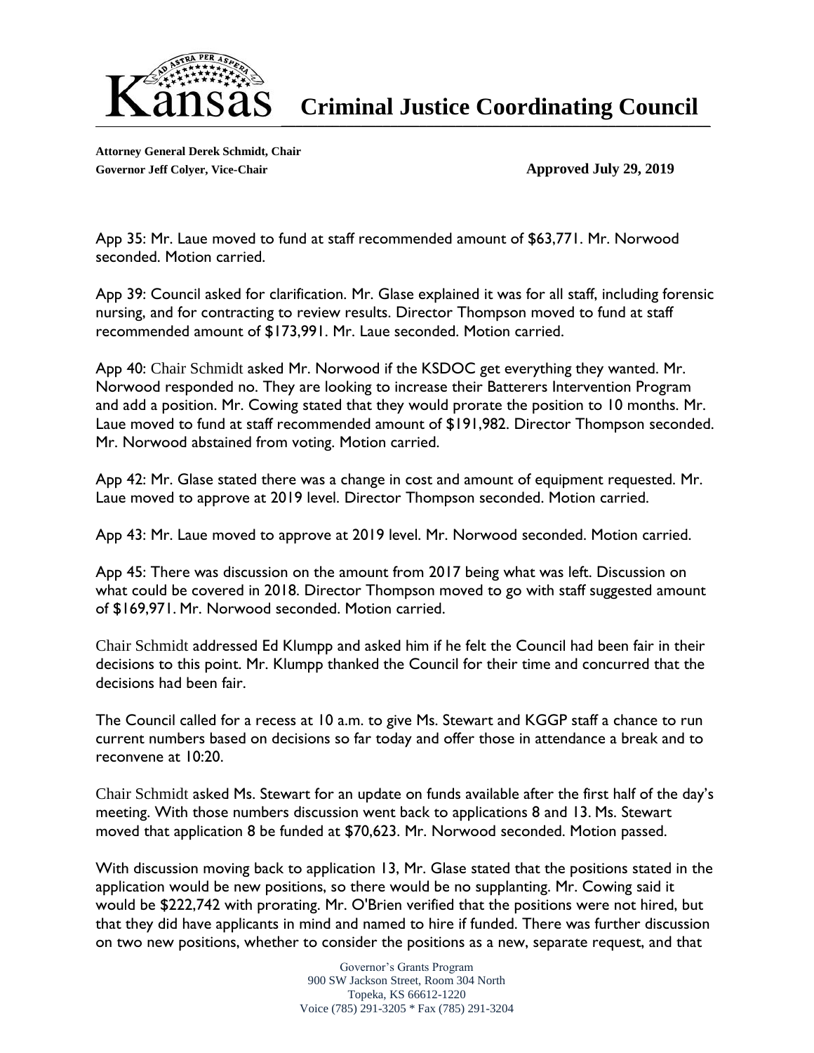App 35: Mr. Laue moved to fund at staff recommended amount of $63,771. Mr. Norwood seconded. Motion carried.

App 39: Council asked for clarification. Mr. Glase explained it was for all staff, including forensic nursing, and for contracting to review results. Director Thompson moved to fund at staff recommended amount of $173,991. Mr. Laue seconded. Motion carried.

App 40: Chair Schmidt asked Mr. Norwood if the KSDOC get everything they wanted. Mr. Norwood responded no. They are looking to increase their Batterers Intervention Program and add a position. Mr. Cowing stated that they would prorate the position to 10 months. Mr. Laue moved to fund at staff recommended amount of $191,982. Director Thompson seconded. Mr. Norwood abstained from voting. Motion carried.

App 42: Mr. Glase stated there was a change in cost and amount of equipment requested. Mr. Laue moved to approve at 2019 level. Director Thompson seconded. Motion carried.

App 43: Mr. Laue moved to approve at 2019 level. Mr. Norwood seconded. Motion carried.

App 45: There was discussion on the amount from 2017 being what was left. Discussion on what could be covered in 2018. Director Thompson moved to go with staff suggested amount of $169,971. Mr. Norwood seconded. Motion carried.

Chair Schmidt addressed Ed Klumpp and asked him if he felt the Council had been fair in their decisions to this point. Mr. Klumpp thanked the Council for their time and concurred that the decisions had been fair.

The Council called for a recess at 10 a.m. to give Ms. Stewart and KGGP staff a chance to run current numbers based on decisions so far today and offer those in attendance a break and to reconvene at 10:20.

Chair Schmidt asked Ms. Stewart for an update on funds available after the first half of the day's meeting. With those numbers discussion went back to applications 8 and 13. Ms. Stewart moved that application 8 be funded at $70,623. Mr. Norwood seconded. Motion passed.

With discussion moving back to application 13, Mr. Glase stated that the positions stated in the application would be new positions, so there would be no supplanting. Mr. Cowing said it would be $222,742 with prorating. Mr. O'Brien verified that the positions were not hired, but that they did have applicants in mind and named to hire if funded. There was further discussion on two new positions, whether to consider the positions as a new, separate request, and that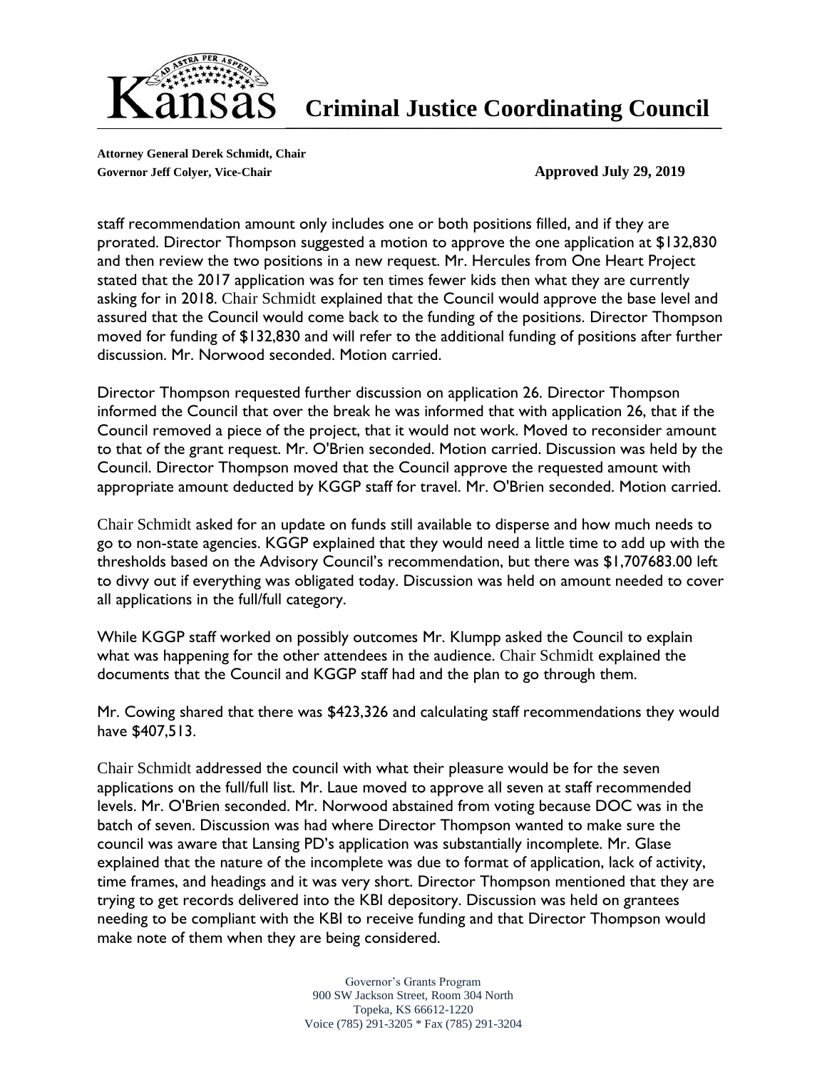# Criminal Justice Coordinating Council

**Attorney General Derek Schmidt, Chair**
**Governor Jeff Colyer, Vice-Chair**

**Approved July 29, 2019**

staff recommendation amount only includes one or both positions filled, and if they are prorated. Director Thompson suggested a motion to approve the one application at $132,830 and then review the two positions in a new request. Mr. Hercules from One Heart Project stated that the 2017 application was for ten times fewer kids then what they are currently asking for in 2018. Chair Schmidt explained that the Council would approve the base level and assured that the Council would come back to the funding of the positions. Director Thompson moved for funding of $132,830 and will refer to the additional funding of positions after further discussion. Mr. Norwood seconded. Motion carried.

Director Thompson requested further discussion on application 26. Director Thompson informed the Council that over the break he was informed that with application 26, that if the Council removed a piece of the project, that it would not work. Moved to reconsider amount to that of the grant request. Mr. O'Brien seconded. Motion carried. Discussion was held by the Council. Director Thompson moved that the Council approve the requested amount with appropriate amount deducted by KGGP staff for travel. Mr. O'Brien seconded. Motion carried.

Chair Schmidt asked for an update on funds still available to disperse and how much needs to go to non-state agencies. KGGP explained that they would need a little time to add up with the thresholds based on the Advisory Council's recommendation, but there was $1,707683.00 left to divvy out if everything was obligated today. Discussion was held on amount needed to cover all applications in the full/full category.

While KGGP staff worked on possibly outcomes Mr. Klumpp asked the Council to explain what was happening for the other attendees in the audience. Chair Schmidt explained the documents that the Council and KGGP staff had and the plan to go through them.

Mr. Cowing shared that there was $423,326 and calculating staff recommendations they would have $407,513.

Chair Schmidt addressed the council with what their pleasure would be for the seven applications on the full/full list. Mr. Laue moved to approve all seven at staff recommended levels. Mr. O'Brien seconded. Mr. Norwood abstained from voting because DOC was in the batch of seven. Discussion was had where Director Thompson wanted to make sure the council was aware that Lansing PD's application was substantially incomplete. Mr. Glase explained that the nature of the incomplete was due to format of application, lack of activity, time frames, and headings and it was very short. Director Thompson mentioned that they are trying to get records delivered into the KBI depository. Discussion was held on grantees needing to be compliant with the KBI to receive funding and that Director Thompson would make note of them when they are being considered.

Governor's Grants Program
900 SW Jackson Street, Room 304 North
Topeka, KS 66612-1220
Voice (785) 291-3205 * Fax (785) 291-3204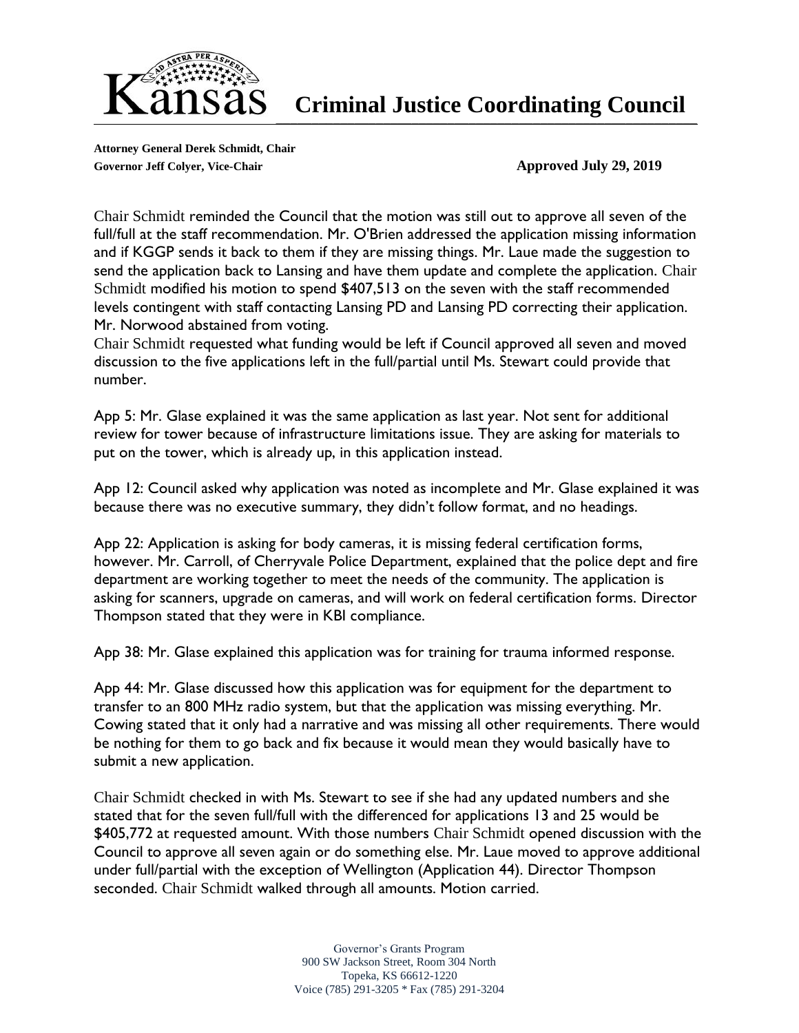# Kansas Criminal Justice Coordinating Council

**Attorney General Derek Schmidt, Chair**
**Governor Jeff Colyer, Vice-Chair** **Approved July 29, 2019**

Chair Schmidt reminded the Council that the motion was still out to approve all seven of the full/full at the staff recommendation. Mr. O'Brien addressed the application missing information and if KGGP sends it back to them if they are missing things. Mr. Laue made the suggestion to send the application back to Lansing and have them update and complete the application. Chair Schmidt modified his motion to spend $407,513 on the seven with the staff recommended levels contingent with staff contacting Lansing PD and Lansing PD correcting their application. Mr. Norwood abstained from voting.

Chair Schmidt requested what funding would be left if Council approved all seven and moved discussion to the five applications left in the full/partial until Ms. Stewart could provide that number.

App 5: Mr. Glase explained it was the same application as last year. Not sent for additional review for tower because of infrastructure limitations issue. They are asking for materials to put on the tower, which is already up, in this application instead.

App 12: Council asked why application was noted as incomplete and Mr. Glase explained it was because there was no executive summary, they didn't follow format, and no headings.

App 22: Application is asking for body cameras, it is missing federal certification forms, however. Mr. Carroll, of Cherryvale Police Department, explained that the police dept and fire department are working together to meet the needs of the community. The application is asking for scanners, upgrade on cameras, and will work on federal certification forms. Director Thompson stated that they were in KBI compliance.

App 38: Mr. Glase explained this application was for training for trauma informed response.

App 44: Mr. Glase discussed how this application was for equipment for the department to transfer to an 800 MHz radio system, but that the application was missing everything. Mr. Cowing stated that it only had a narrative and was missing all other requirements. There would be nothing for them to go back and fix because it would mean they would basically have to submit a new application.

Chair Schmidt checked in with Ms. Stewart to see if she had any updated numbers and she stated that for the seven full/full with the differenced for applications 13 and 25 would be $405,772 at requested amount. With those numbers Chair Schmidt opened discussion with the Council to approve all seven again or do something else. Mr. Laue moved to approve additional under full/partial with the exception of Wellington (Application 44). Director Thompson seconded. Chair Schmidt walked through all amounts. Motion carried.

Governor's Grants Program
900 SW Jackson Street, Room 304 North
Topeka, KS 66612-1220
Voice (785) 291-3205 * Fax (785) 291-3204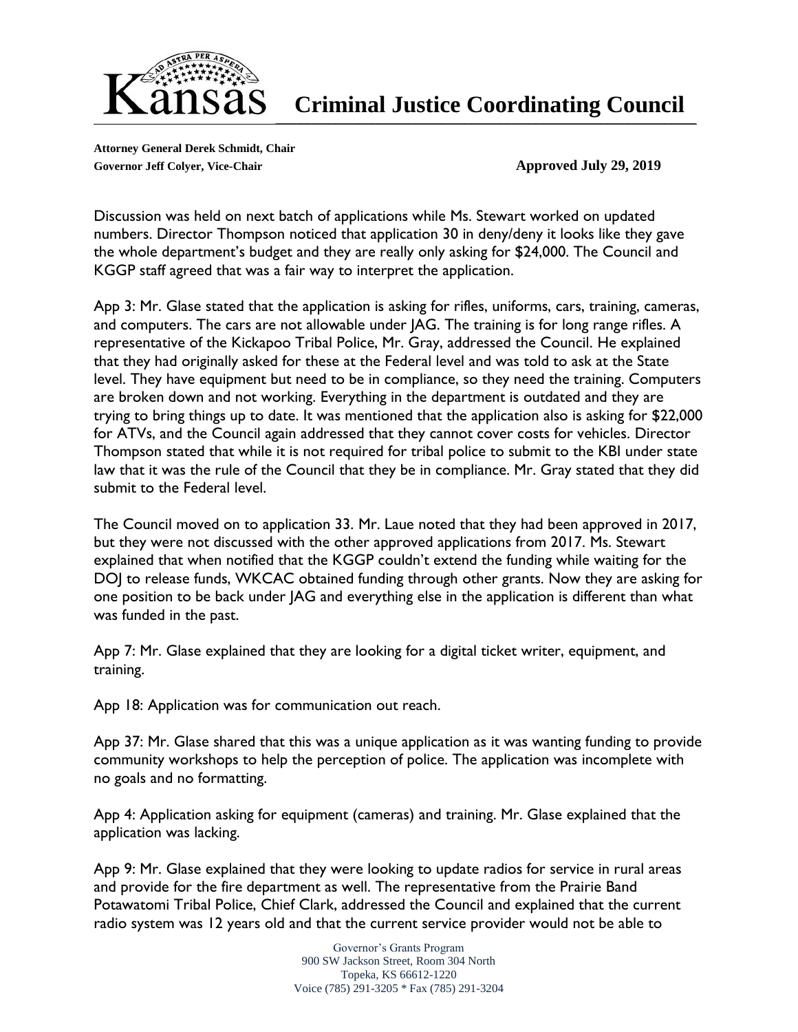Discussion was held on next batch of applications while Ms. Stewart worked on updated numbers. Director Thompson noticed that application 30 in deny/deny it looks like they gave the whole department's budget and they are really only asking for $24,000. The Council and KGGP staff agreed that was a fair way to interpret the application.

App 3: Mr. Glase stated that the application is asking for rifles, uniforms, cars, training, cameras, and computers. The cars are not allowable under JAG. The training is for long range rifles. A representative of the Kickapoo Tribal Police, Mr. Gray, addressed the Council. He explained that they had originally asked for these at the Federal level and was told to ask at the State level. They have equipment but need to be in compliance, so they need the training. Computers are broken down and not working. Everything in the department is outdated and they are trying to bring things up to date. It was mentioned that the application also is asking for $22,000 for ATVs, and the Council again addressed that they cannot cover costs for vehicles. Director Thompson stated that while it is not required for tribal police to submit to the KBI under state law that it was the rule of the Council that they be in compliance. Mr. Gray stated that they did submit to the Federal level.

The Council moved on to application 33. Mr. Laue noted that they had been approved in 2017, but they were not discussed with the other approved applications from 2017. Ms. Stewart explained that when notified that the KGGP couldn't extend the funding while waiting for the DOJ to release funds, WKCAC obtained funding through other grants. Now they are asking for one position to be back under JAG and everything else in the application is different than what was funded in the past.

App 7: Mr. Glase explained that they are looking for a digital ticket writer, equipment, and training.

App 18: Application was for communication out reach.

App 37: Mr. Glase shared that this was a unique application as it was wanting funding to provide community workshops to help the perception of police. The application was incomplete with no goals and no formatting.

App 4: Application asking for equipment (cameras) and training. Mr. Glase explained that the application was lacking.

App 9: Mr. Glase explained that they were looking to update radios for service in rural areas and provide for the fire department as well. The representative from the Prairie Band Potawatomi Tribal Police, Chief Clark, addressed the Council and explained that the current radio system was 12 years old and that the current service provider would not be able to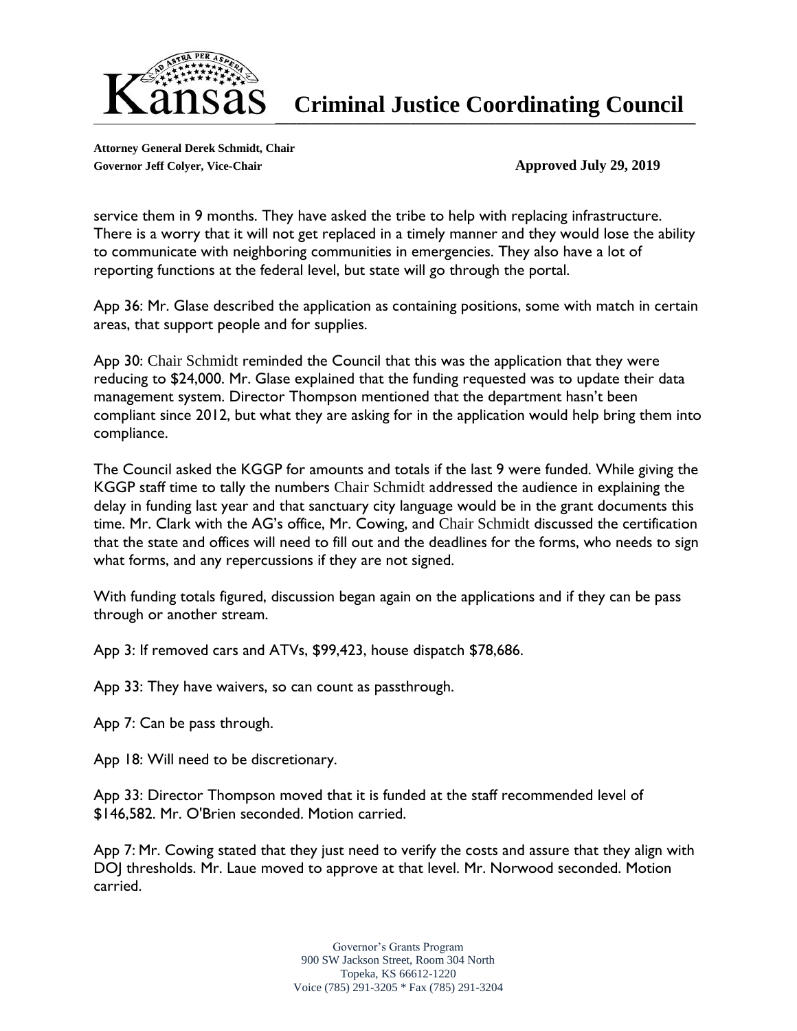service them in 9 months. They have asked the tribe to help with replacing infrastructure. There is a worry that it will not get replaced in a timely manner and they would lose the ability to communicate with neighboring communities in emergencies. They also have a lot of reporting functions at the federal level, but state will go through the portal.

App 36: Mr. Glase described the application as containing positions, some with match in certain areas, that support people and for supplies.

App 30: Chair Schmidt reminded the Council that this was the application that they were reducing to $24,000. Mr. Glase explained that the funding requested was to update their data management system. Director Thompson mentioned that the department hasn't been compliant since 2012, but what they are asking for in the application would help bring them into compliance.

The Council asked the KGGP for amounts and totals if the last 9 were funded. While giving the KGGP staff time to tally the numbers Chair Schmidt addressed the audience in explaining the delay in funding last year and that sanctuary city language would be in the grant documents this time. Mr. Clark with the AG's office, Mr. Cowing, and Chair Schmidt discussed the certification that the state and offices will need to fill out and the deadlines for the forms, who needs to sign what forms, and any repercussions if they are not signed.

With funding totals figured, discussion began again on the applications and if they can be pass through or another stream.

App 3: If removed cars and ATVs, $99,423, house dispatch $78,686.

App 33: They have waivers, so can count as passthrough.

App 7: Can be pass through.

App 18: Will need to be discretionary.

App 33: Director Thompson moved that it is funded at the staff recommended level of $146,582. Mr. O'Brien seconded. Motion carried.

App 7: Mr. Cowing stated that they just need to verify the costs and assure that they align with DOJ thresholds. Mr. Laue moved to approve at that level. Mr. Norwood seconded. Motion carried.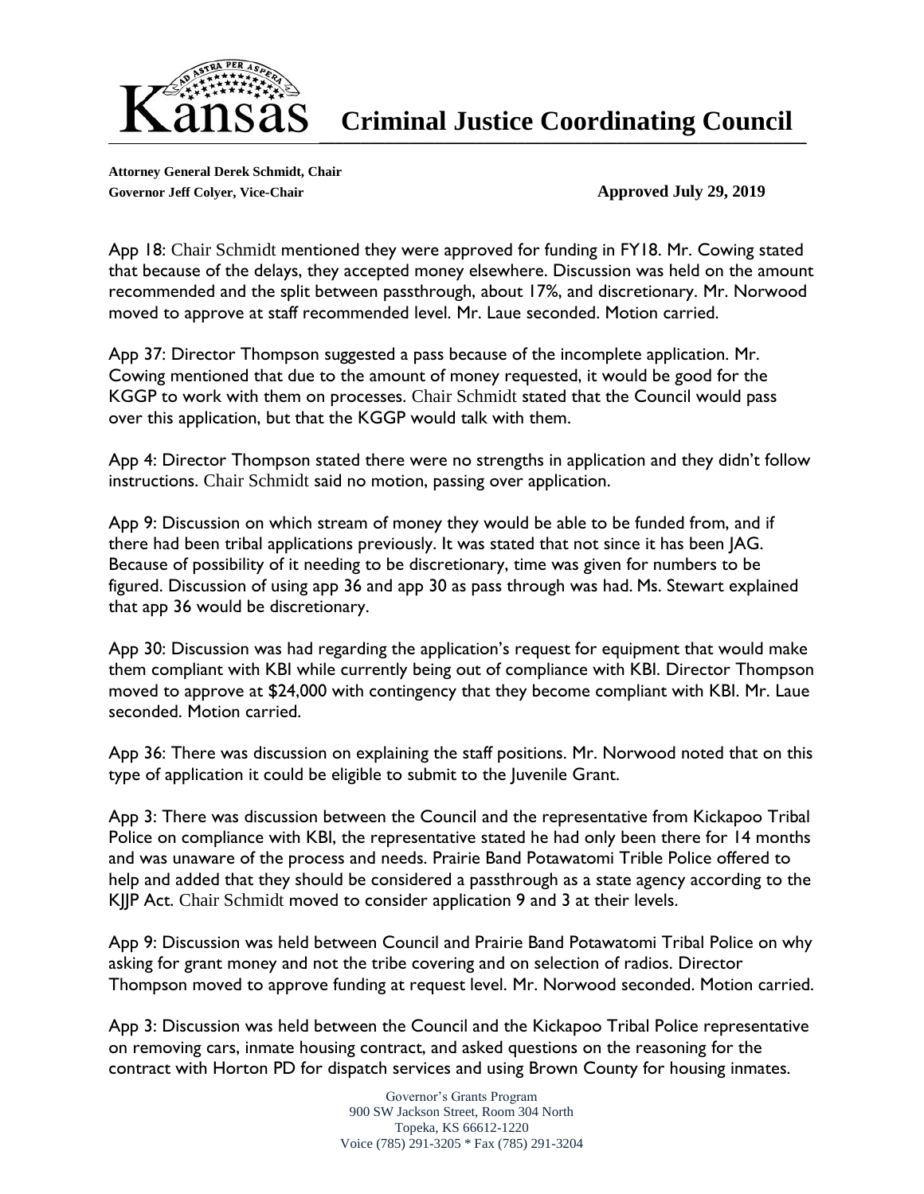# Kansas Criminal Justice Coordinating Council

**Attorney General Derek Schmidt, Chair**
**Governor Jeff Colyer, Vice-Chair** **Approved July 29, 2019**

App 18: Chair Schmidt mentioned they were approved for funding in FY18. Mr. Cowing stated that because of the delays, they accepted money elsewhere. Discussion was held on the amount recommended and the split between passthrough, about 17%, and discretionary. Mr. Norwood moved to approve at staff recommended level. Mr. Laue seconded. Motion carried.

App 37: Director Thompson suggested a pass because of the incomplete application. Mr. Cowing mentioned that due to the amount of money requested, it would be good for the KGGP to work with them on processes. Chair Schmidt stated that the Council would pass over this application, but that the KGGP would talk with them.

App 4: Director Thompson stated there were no strengths in application and they didn't follow instructions. Chair Schmidt said no motion, passing over application.

App 9: Discussion on which stream of money they would be able to be funded from, and if there had been tribal applications previously. It was stated that not since it has been JAG. Because of possibility of it needing to be discretionary, time was given for numbers to be figured. Discussion of using app 36 and app 30 as pass through was had. Ms. Stewart explained that app 36 would be discretionary.

App 30: Discussion was had regarding the application's request for equipment that would make them compliant with KBI while currently being out of compliance with KBI. Director Thompson moved to approve at $24,000 with contingency that they become compliant with KBI. Mr. Laue seconded. Motion carried.

App 36: There was discussion on explaining the staff positions. Mr. Norwood noted that on this type of application it could be eligible to submit to the Juvenile Grant.

App 3: There was discussion between the Council and the representative from Kickapoo Tribal Police on compliance with KBI, the representative stated he had only been there for 14 months and was unaware of the process and needs. Prairie Band Potawatomi Trible Police offered to help and added that they should be considered a passthrough as a state agency according to the KJJP Act. Chair Schmidt moved to consider application 9 and 3 at their levels.

App 9: Discussion was held between Council and Prairie Band Potawatomi Tribal Police on why asking for grant money and not the tribe covering and on selection of radios. Director Thompson moved to approve funding at request level. Mr. Norwood seconded. Motion carried.

App 3: Discussion was held between the Council and the Kickapoo Tribal Police representative on removing cars, inmate housing contract, and asked questions on the reasoning for the contract with Horton PD for dispatch services and using Brown County for housing inmates.

Governor's Grants Program
900 SW Jackson Street, Room 304 North
Topeka, KS 66612-1220
Voice (785) 291-3205 * Fax (785) 291-3204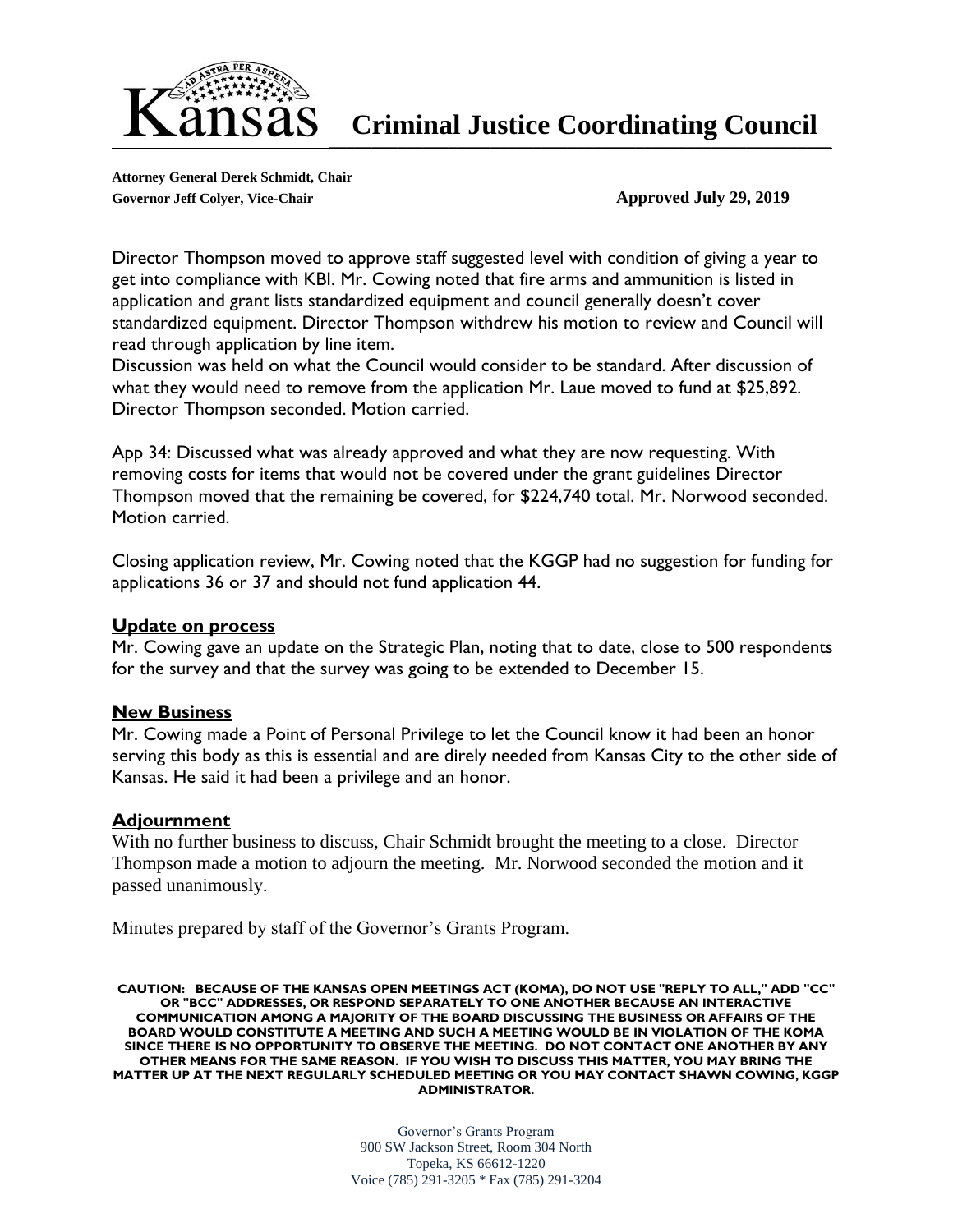Kansas **Criminal Justice Coordinating Council**

**Attorney General Derek Schmidt, Chair**
**Governor Jeff Colyer, Vice-Chair** **Approved July 29, 2019**

Director Thompson moved to approve staff suggested level with condition of giving a year to get into compliance with KBI. Mr. Cowing noted that fire arms and ammunition is listed in application and grant lists standardized equipment and council generally doesn't cover standardized equipment. Director Thompson withdrew his motion to review and Council will read through application by line item.
Discussion was held on what the Council would consider to be standard. After discussion of what they would need to remove from the application Mr. Laue moved to fund at $25,892. Director Thompson seconded. Motion carried.

App 34: Discussed what was already approved and what they are now requesting. With removing costs for items that would not be covered under the grant guidelines Director Thompson moved that the remaining be covered, for $224,740 total. Mr. Norwood seconded. Motion carried.

Closing application review, Mr. Cowing noted that the KGGP had no suggestion for funding for applications 36 or 37 and should not fund application 44.

## Update on process

Mr. Cowing gave an update on the Strategic Plan, noting that to date, close to 500 respondents for the survey and that the survey was going to be extended to December 15.

## New Business

Mr. Cowing made a Point of Personal Privilege to let the Council know it had been an honor serving this body as this is essential and are direly needed from Kansas City to the other side of Kansas. He said it had been a privilege and an honor.

## Adjournment

With no further business to discuss, Chair Schmidt brought the meeting to a close. Director Thompson made a motion to adjourn the meeting. Mr. Norwood seconded the motion and it passed unanimously.

Minutes prepared by staff of the Governor's Grants Program.

**CAUTION: BECAUSE OF THE KANSAS OPEN MEETINGS ACT (KOMA), DO NOT USE "REPLY TO ALL," ADD "CC" OR "BCC" ADDRESSES, OR RESPOND SEPARATELY TO ONE ANOTHER BECAUSE AN INTERACTIVE COMMUNICATION AMONG A MAJORITY OF THE BOARD DISCUSSING THE BUSINESS OR AFFAIRS OF THE BOARD WOULD CONSTITUTE A MEETING AND SUCH A MEETING WOULD BE IN VIOLATION OF THE KOMA SINCE THERE IS NO OPPORTUNITY TO OBSERVE THE MEETING. DO NOT CONTACT ONE ANOTHER BY ANY OTHER MEANS FOR THE SAME REASON. IF YOU WISH TO DISCUSS THIS MATTER, YOU MAY BRING THE MATTER UP AT THE NEXT REGULARLY SCHEDULED MEETING OR YOU MAY CONTACT SHAWN COWING, KGGP ADMINISTRATOR.**

Governor's Grants Program
900 SW Jackson Street, Room 304 North
Topeka, KS 66612-1220
Voice (785) 291-3205 * Fax (785) 291-3204